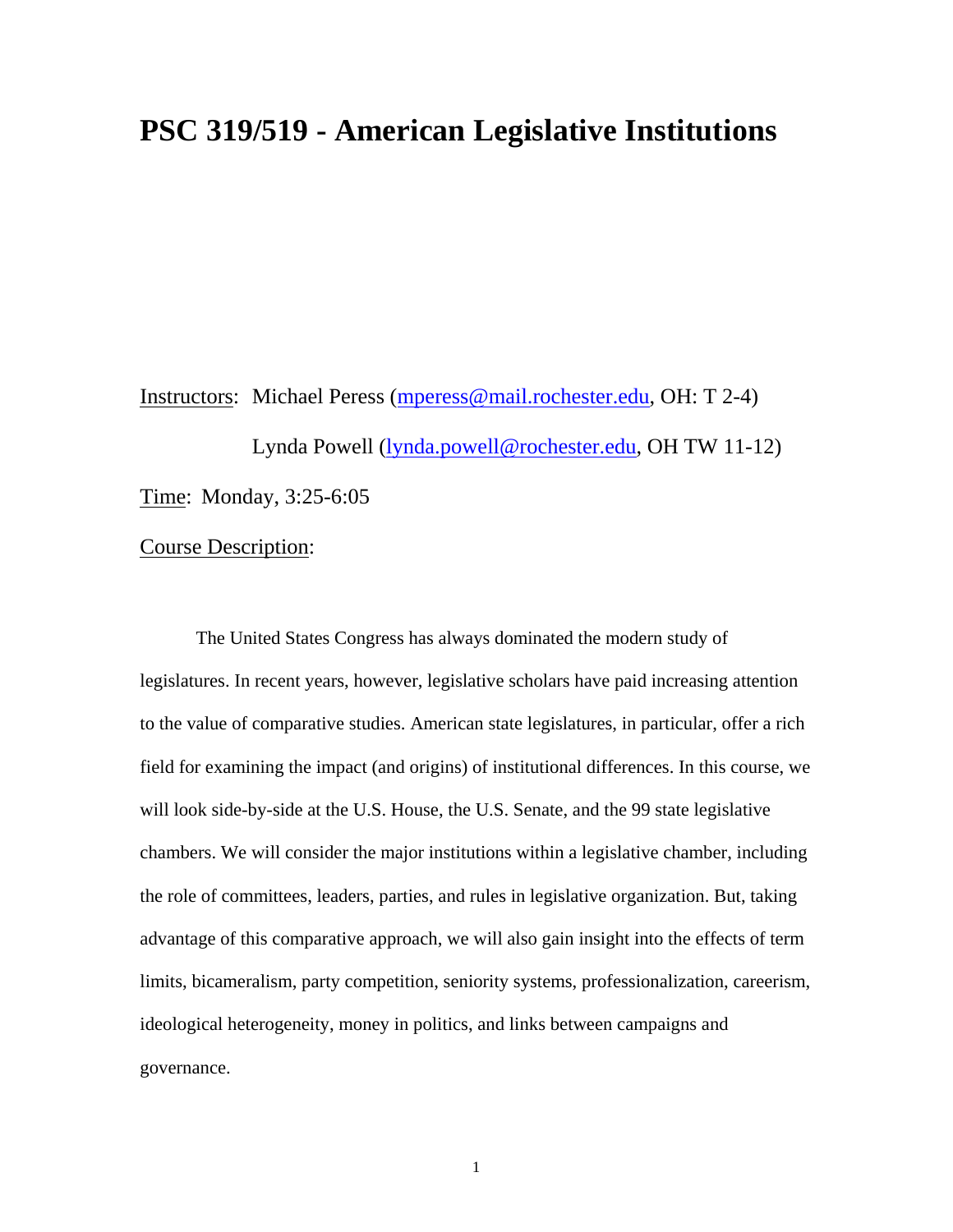# PSC 319/519 - American Legislative Institutions

Instructors: Michael Peress (mperess@mail.rochester.edu, OH: T 2-4)

Lynda Powell (lynda.powell@rochester.edu, OH TW 11-12)

Time: Monday, 3:25-6:05

Course Description:

The United States Congress has always dominated the modern study of legislatures. In recent years, however, legislative scholars have paid increasing attention to the value of comparative studies. American state legislatures, in particular, offer a rich field for examining the impact (and origins) of institutional differences. In this course, we will look side-by-side at the U.S. House, the U.S. Senate, and the 99 state legislative chambers. We will consider the major institutions within a legislative chamber, including the role of committees, leaders, parties, and rules in legislative organization. But, taking advantage of this comparative approach, we will also gain insight into the effects of term limits, bicameralism, party competition, seniority systems, professionalization, careerism, ideological heterogeneity, money in politics, and links between campaigns and governance.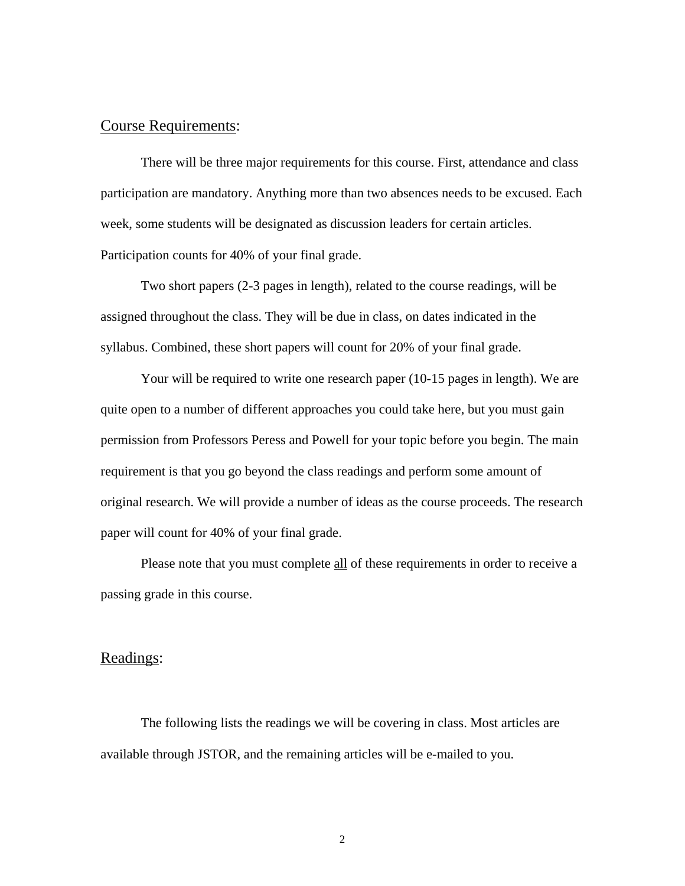## Course Requirements:

There will be three major requirements for this course. First, attendance and class participation are mandatory. Anything more than two absences needs to be excused. Each week, some students will be designated as discussion leaders for certain articles. Participation counts for 40% of your final grade.

Two short papers (2-3 pages in length), related to the course readings, will be assigned throughout the class. They will be due in class, on dates indicated in the syllabus. Combined, these short papers will count for 20% of your final grade.

Your will be required to write one research paper (10-15 pages in length). We are quite open to a number of different approaches you could take here, but you must gain permission from Professors Peress and Powell for your topic before you begin. The main requirement is that you go beyond the class readings and perform some amount of original research. We will provide a number of ideas as the course proceeds. The research paper will count for 40% of your final grade.

Please note that you must complete <u>all</u> of these requirements in order to receive a passing grade in this course.

## Readings:

The following lists the readings we will be covering in class. Most articles are available through JSTOR, and the remaining articles will be e-mailed to you.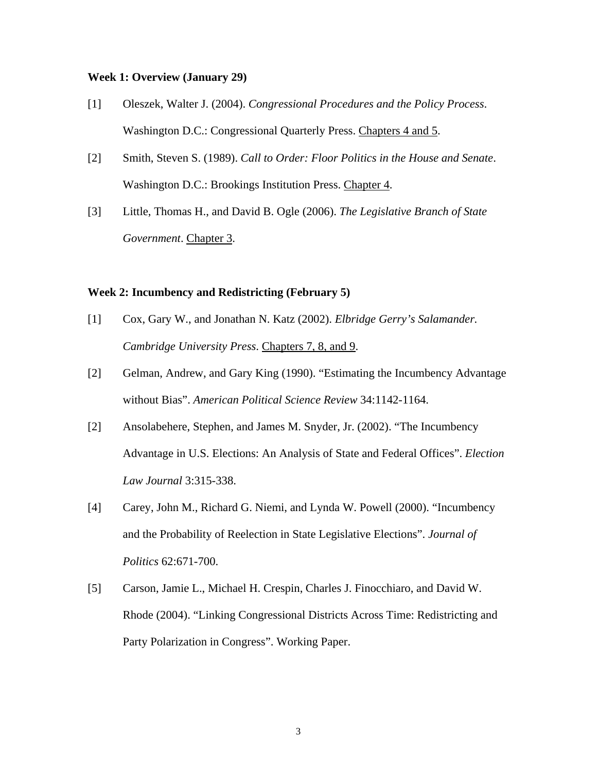**Week 1: Overview (January 29)**

[1] Oleszek, Walter J. (2004). *Congressional Procedures and the Policy Process*. Washington D.C.: Congressional Quarterly Press. <u>Chapters 4 and 5</u>.

[2] Smith, Steven S. (1989). *Call to Order: Floor Politics in the House and Senate*. Washington D.C.: Brookings Institution Press. <u>Chapter 4</u>.

[3] Little, Thomas H., and David B. Ogle (2006). *The Legislative Branch of State Government*. <u>Chapter 3</u>.

**Week 2: Incumbency and Redistricting (February 5)**

[1] Cox, Gary W., and Jonathan N. Katz (2002). *Elbridge Gerry's Salamander. Cambridge University Press*. <u>Chapters 7, 8, and 9</u>.

[2] Gelman, Andrew, and Gary King (1990). "Estimating the Incumbency Advantage without Bias". *American Political Science Review* 34:1142-1164.

[2] Ansolabehere, Stephen, and James M. Snyder, Jr. (2002). "The Incumbency Advantage in U.S. Elections: An Analysis of State and Federal Offices". *Election Law Journal* 3:315-338.

[4] Carey, John M., Richard G. Niemi, and Lynda W. Powell (2000). "Incumbency and the Probability of Reelection in State Legislative Elections". *Journal of Politics* 62:671-700.

[5] Carson, Jamie L., Michael H. Crespin, Charles J. Finocchiaro, and David W. Rhode (2004). "Linking Congressional Districts Across Time: Redistricting and Party Polarization in Congress". Working Paper.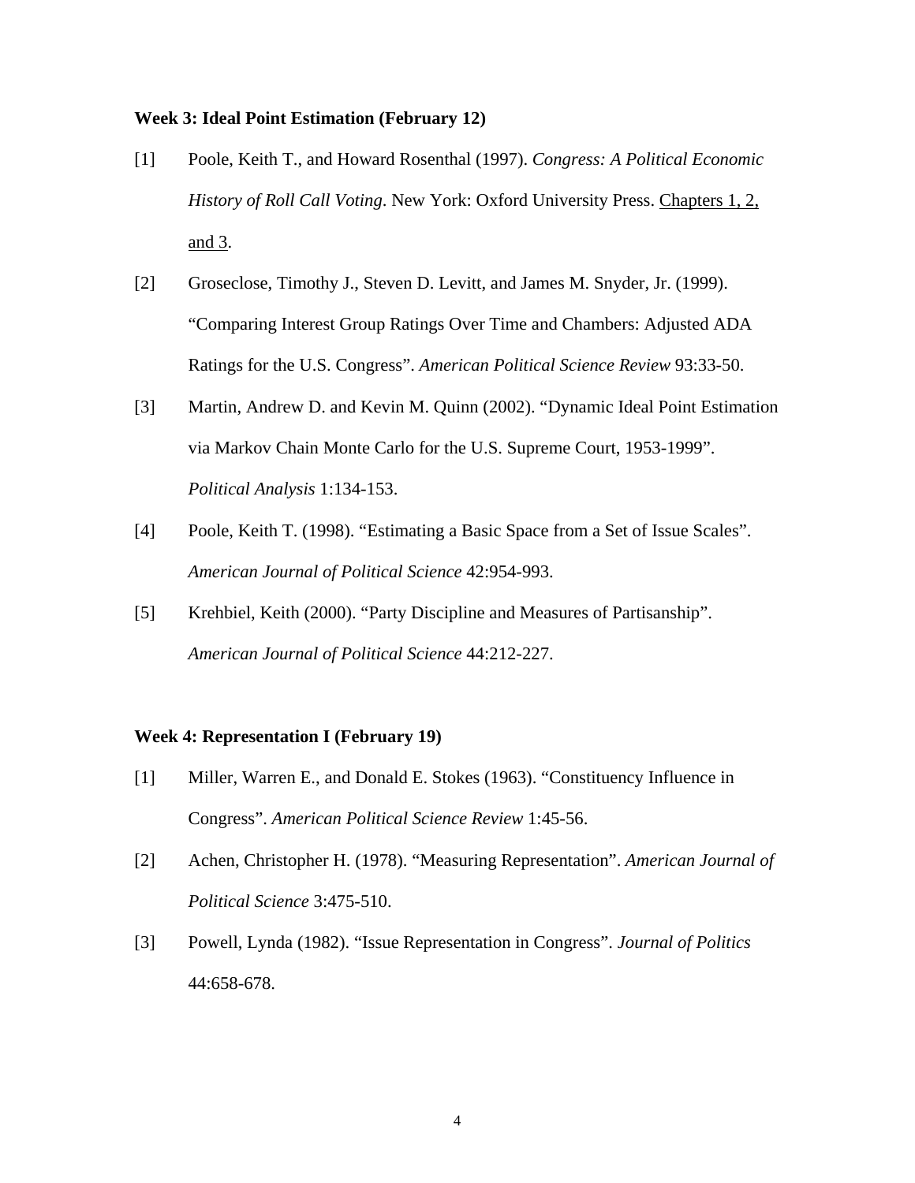**Week 3: Ideal Point Estimation (February 12)**

[1] Poole, Keith T., and Howard Rosenthal (1997). *Congress: A Political Economic History of Roll Call Voting*. New York: Oxford University Press. Chapters 1, 2, and 3.

[2] Groseclose, Timothy J., Steven D. Levitt, and James M. Snyder, Jr. (1999). "Comparing Interest Group Ratings Over Time and Chambers: Adjusted ADA Ratings for the U.S. Congress". *American Political Science Review* 93:33-50.

[3] Martin, Andrew D. and Kevin M. Quinn (2002). "Dynamic Ideal Point Estimation via Markov Chain Monte Carlo for the U.S. Supreme Court, 1953-1999". *Political Analysis* 1:134-153.

[4] Poole, Keith T. (1998). "Estimating a Basic Space from a Set of Issue Scales". *American Journal of Political Science* 42:954-993.

[5] Krehbiel, Keith (2000). "Party Discipline and Measures of Partisanship". *American Journal of Political Science* 44:212-227.

**Week 4: Representation I (February 19)**

[1] Miller, Warren E., and Donald E. Stokes (1963). "Constituency Influence in Congress". *American Political Science Review* 1:45-56.

[2] Achen, Christopher H. (1978). "Measuring Representation". *American Journal of Political Science* 3:475-510.

[3] Powell, Lynda (1982). "Issue Representation in Congress". *Journal of Politics* 44:658-678.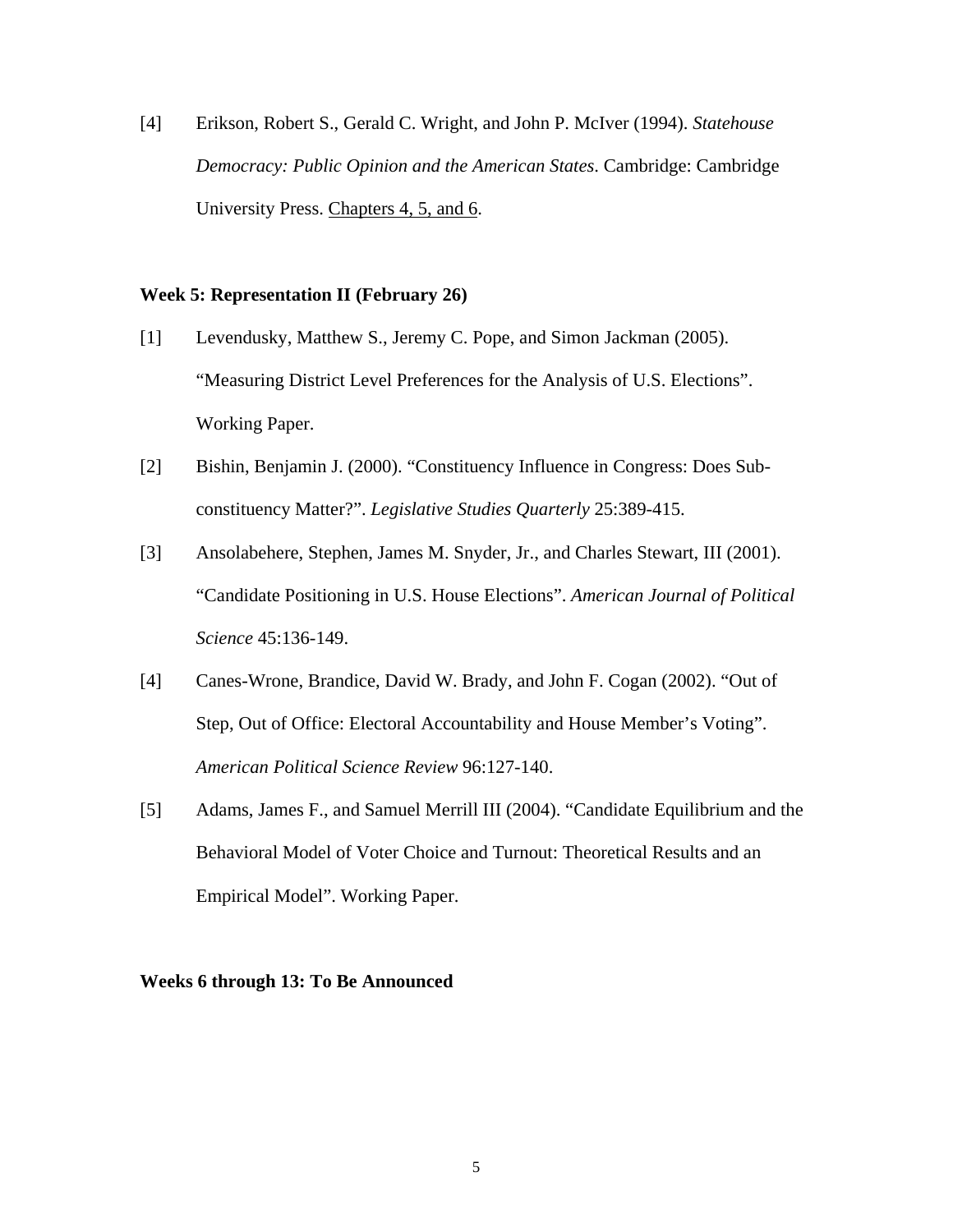[4] Erikson, Robert S., Gerald C. Wright, and John P. McIver (1994). *Statehouse Democracy: Public Opinion and the American States*. Cambridge: Cambridge University Press. <u>Chapters 4, 5, and 6</u>.

**Week 5: Representation II (February 26)**

[1] Levendusky, Matthew S., Jeremy C. Pope, and Simon Jackman (2005). "Measuring District Level Preferences for the Analysis of U.S. Elections". Working Paper.

[2] Bishin, Benjamin J. (2000). "Constituency Influence in Congress: Does Sub-constituency Matter?". *Legislative Studies Quarterly* 25:389-415.

[3] Ansolabehere, Stephen, James M. Snyder, Jr., and Charles Stewart, III (2001). "Candidate Positioning in U.S. House Elections". *American Journal of Political Science* 45:136-149.

[4] Canes-Wrone, Brandice, David W. Brady, and John F. Cogan (2002). "Out of Step, Out of Office: Electoral Accountability and House Member's Voting". *American Political Science Review* 96:127-140.

[5] Adams, James F., and Samuel Merrill III (2004). "Candidate Equilibrium and the Behavioral Model of Voter Choice and Turnout: Theoretical Results and an Empirical Model". Working Paper.

**Weeks 6 through 13: To Be Announced**